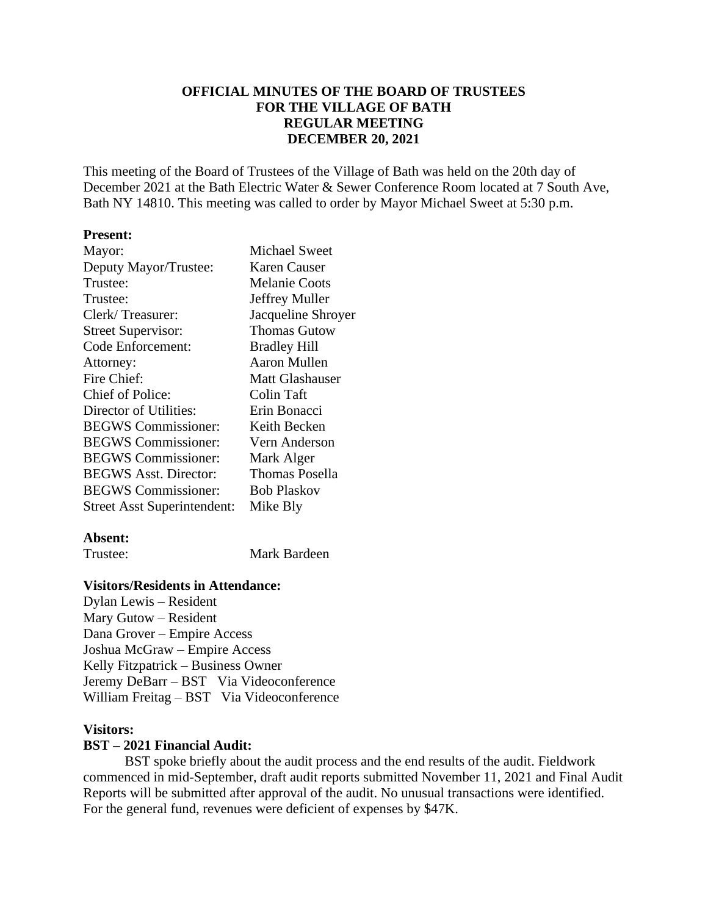# OFFICIAL MINUTES OF THE BOARD OF TRUSTEES FOR THE VILLAGE OF BATH REGULAR MEETING DECEMBER 20, 2021

This meeting of the Board of Trustees of the Village of Bath was held on the 20th day of December 2021 at the Bath Electric Water & Sewer Conference Room located at 7 South Ave, Bath NY 14810. This meeting was called to order by Mayor Michael Sweet at 5:30 p.m.

**Present:**

| | |
|---|---|
| Mayor: | Michael Sweet |
| Deputy Mayor/Trustee: | Karen Causer |
| Trustee: | Melanie Coots |
| Trustee: | Jeffrey Muller |
| Clerk/ Treasurer: | Jacqueline Shroyer |
| Street Supervisor: | Thomas Gutow |
| Code Enforcement: | Bradley Hill |
| Attorney: | Aaron Mullen |
| Fire Chief: | Matt Glashauser |
| Chief of Police: | Colin Taft |
| Director of Utilities: | Erin Bonacci |
| BEGWS Commissioner: | Keith Becken |
| BEGWS Commissioner: | Vern Anderson |
| BEGWS Commissioner: | Mark Alger |
| BEGWS Asst. Director: | Thomas Posella |
| BEGWS Commissioner: | Bob Plaskov |
| Street Asst Superintendent: | Mike Bly |

**Absent:**

| | |
|---|---|
| Trustee: | Mark Bardeen |

**Visitors/Residents in Attendance:**

Dylan Lewis – Resident
Mary Gutow – Resident
Dana Grover – Empire Access
Joshua McGraw – Empire Access
Kelly Fitzpatrick – Business Owner
Jeremy DeBarr – BST Via Videoconference
William Freitag – BST Via Videoconference

**Visitors:**

**BST – 2021 Financial Audit:**

BST spoke briefly about the audit process and the end results of the audit. Fieldwork commenced in mid-September, draft audit reports submitted November 11, 2021 and Final Audit Reports will be submitted after approval of the audit. No unusual transactions were identified. For the general fund, revenues were deficient of expenses by $47K.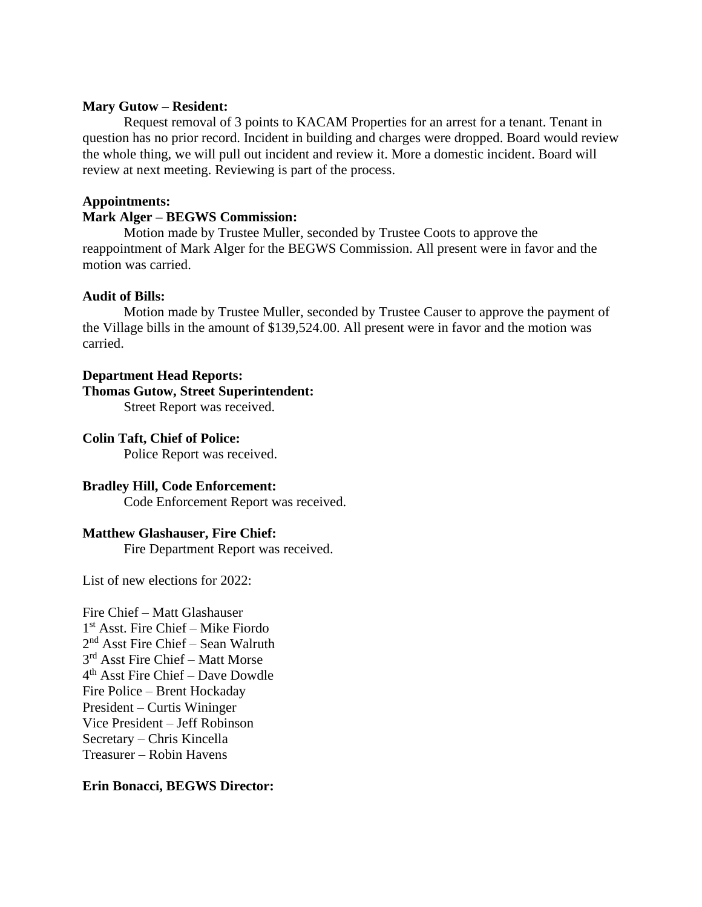**Mary Gutow – Resident:**

Request removal of 3 points to KACAM Properties for an arrest for a tenant. Tenant in question has no prior record. Incident in building and charges were dropped. Board would review the whole thing, we will pull out incident and review it. More a domestic incident. Board will review at next meeting. Reviewing is part of the process.

**Appointments:**

**Mark Alger – BEGWS Commission:**

Motion made by Trustee Muller, seconded by Trustee Coots to approve the reappointment of Mark Alger for the BEGWS Commission. All present were in favor and the motion was carried.

**Audit of Bills:**

Motion made by Trustee Muller, seconded by Trustee Causer to approve the payment of the Village bills in the amount of $139,524.00. All present were in favor and the motion was carried.

**Department Head Reports:**

**Thomas Gutow, Street Superintendent:**

Street Report was received.

**Colin Taft, Chief of Police:**

Police Report was received.

**Bradley Hill, Code Enforcement:**

Code Enforcement Report was received.

**Matthew Glashauser, Fire Chief:**

Fire Department Report was received.

List of new elections for 2022:

Fire Chief – Matt Glashauser
1st Asst. Fire Chief – Mike Fiordo
2nd Asst Fire Chief – Sean Walruth
3rd Asst Fire Chief – Matt Morse
4th Asst Fire Chief – Dave Dowdle
Fire Police – Brent Hockaday
President – Curtis Wininger
Vice President – Jeff Robinson
Secretary – Chris Kincella
Treasurer – Robin Havens

**Erin Bonacci, BEGWS Director:**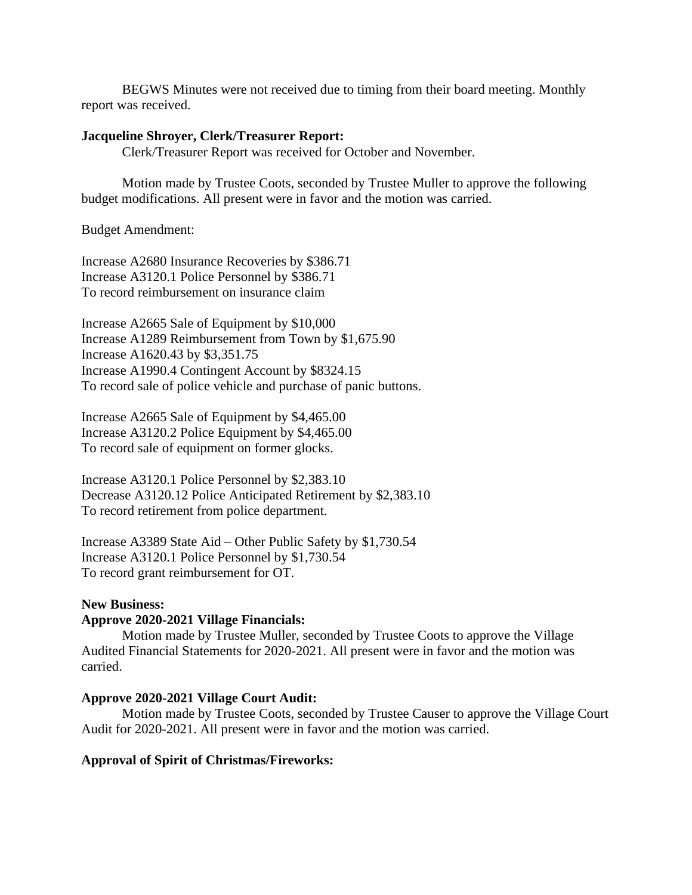BEGWS Minutes were not received due to timing from their board meeting. Monthly report was received.

**Jacqueline Shroyer, Clerk/Treasurer Report:**

Clerk/Treasurer Report was received for October and November.

Motion made by Trustee Coots, seconded by Trustee Muller to approve the following budget modifications. All present were in favor and the motion was carried.

Budget Amendment:

Increase A2680 Insurance Recoveries by $386.71
Increase A3120.1 Police Personnel by $386.71
To record reimbursement on insurance claim

Increase A2665 Sale of Equipment by $10,000
Increase A1289 Reimbursement from Town by $1,675.90
Increase A1620.43 by $3,351.75
Increase A1990.4 Contingent Account by $8324.15
To record sale of police vehicle and purchase of panic buttons.

Increase A2665 Sale of Equipment by $4,465.00
Increase A3120.2 Police Equipment by $4,465.00
To record sale of equipment on former glocks.

Increase A3120.1 Police Personnel by $2,383.10
Decrease A3120.12 Police Anticipated Retirement by $2,383.10
To record retirement from police department.

Increase A3389 State Aid – Other Public Safety by $1,730.54
Increase A3120.1 Police Personnel by $1,730.54
To record grant reimbursement for OT.

**New Business:**

**Approve 2020-2021 Village Financials:**

Motion made by Trustee Muller, seconded by Trustee Coots to approve the Village Audited Financial Statements for 2020-2021. All present were in favor and the motion was carried.

**Approve 2020-2021 Village Court Audit:**

Motion made by Trustee Coots, seconded by Trustee Causer to approve the Village Court Audit for 2020-2021. All present were in favor and the motion was carried.

**Approval of Spirit of Christmas/Fireworks:**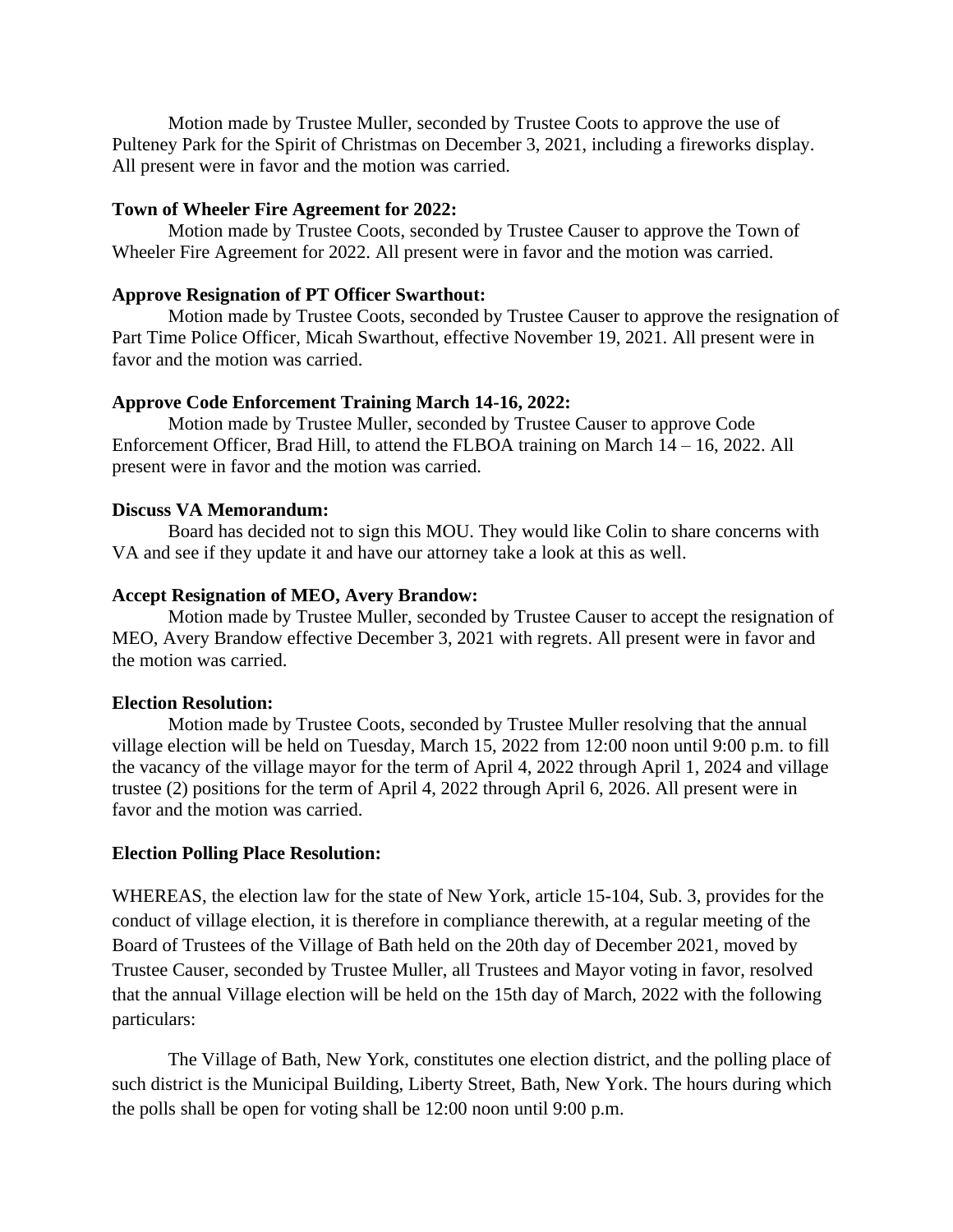Motion made by Trustee Muller, seconded by Trustee Coots to approve the use of Pulteney Park for the Spirit of Christmas on December 3, 2021, including a fireworks display. All present were in favor and the motion was carried.

**Town of Wheeler Fire Agreement for 2022:**

Motion made by Trustee Coots, seconded by Trustee Causer to approve the Town of Wheeler Fire Agreement for 2022. All present were in favor and the motion was carried.

**Approve Resignation of PT Officer Swarthout:**

Motion made by Trustee Coots, seconded by Trustee Causer to approve the resignation of Part Time Police Officer, Micah Swarthout, effective November 19, 2021. All present were in favor and the motion was carried.

**Approve Code Enforcement Training March 14-16, 2022:**

Motion made by Trustee Muller, seconded by Trustee Causer to approve Code Enforcement Officer, Brad Hill, to attend the FLBOA training on March 14 – 16, 2022. All present were in favor and the motion was carried.

**Discuss VA Memorandum:**

Board has decided not to sign this MOU. They would like Colin to share concerns with VA and see if they update it and have our attorney take a look at this as well.

**Accept Resignation of MEO, Avery Brandow:**

Motion made by Trustee Muller, seconded by Trustee Causer to accept the resignation of MEO, Avery Brandow effective December 3, 2021 with regrets. All present were in favor and the motion was carried.

**Election Resolution:**

Motion made by Trustee Coots, seconded by Trustee Muller resolving that the annual village election will be held on Tuesday, March 15, 2022 from 12:00 noon until 9:00 p.m. to fill the vacancy of the village mayor for the term of April 4, 2022 through April 1, 2024 and village trustee (2) positions for the term of April 4, 2022 through April 6, 2026. All present were in favor and the motion was carried.

**Election Polling Place Resolution:**

WHEREAS, the election law for the state of New York, article 15-104, Sub. 3, provides for the conduct of village election, it is therefore in compliance therewith, at a regular meeting of the Board of Trustees of the Village of Bath held on the 20th day of December 2021, moved by Trustee Causer, seconded by Trustee Muller, all Trustees and Mayor voting in favor, resolved that the annual Village election will be held on the 15th day of March, 2022 with the following particulars:

The Village of Bath, New York, constitutes one election district, and the polling place of such district is the Municipal Building, Liberty Street, Bath, New York. The hours during which the polls shall be open for voting shall be 12:00 noon until 9:00 p.m.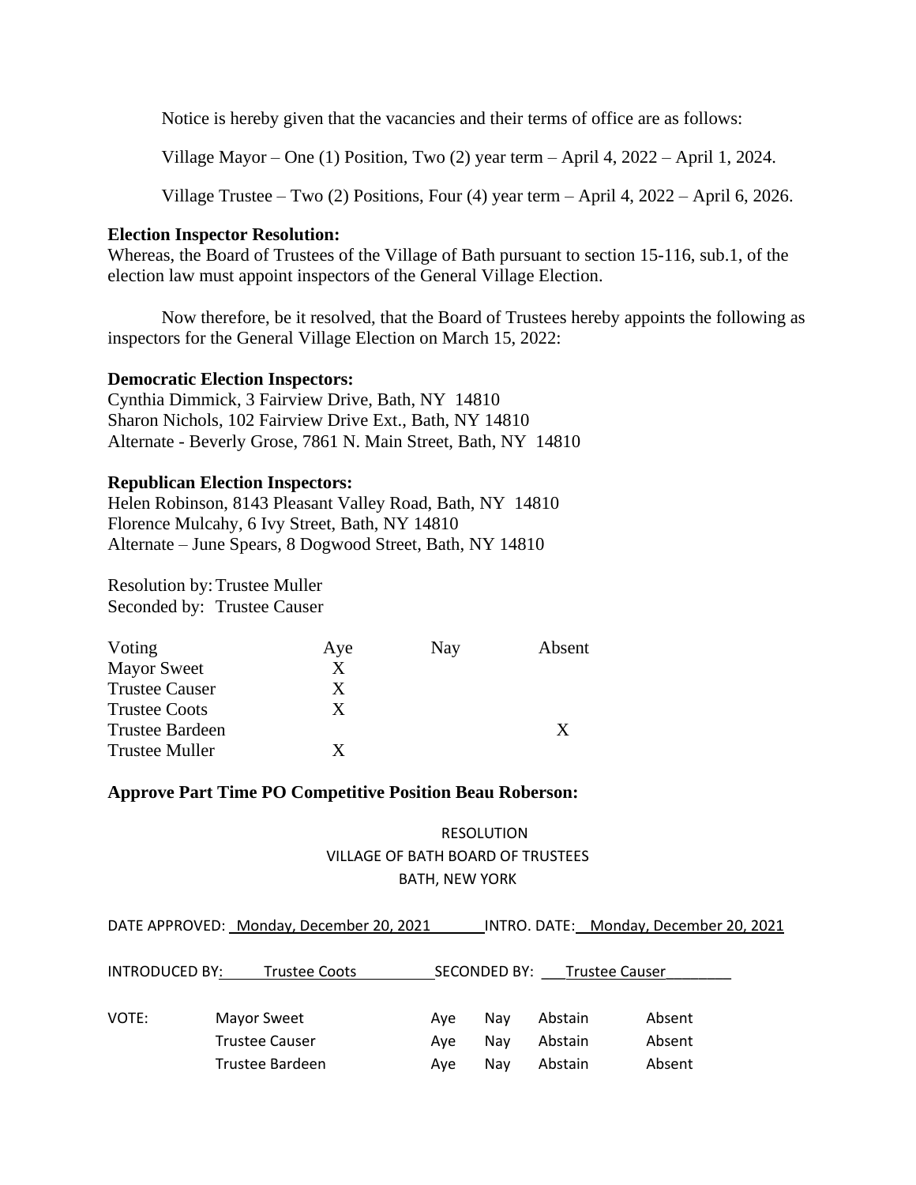Notice is hereby given that the vacancies and their terms of office are as follows:

Village Mayor – One (1) Position, Two (2) year term – April 4, 2022 – April 1, 2024.

Village Trustee – Two (2) Positions, Four (4) year term – April 4, 2022 – April 6, 2026.

**Election Inspector Resolution:**
Whereas, the Board of Trustees of the Village of Bath pursuant to section 15-116, sub.1, of the election law must appoint inspectors of the General Village Election.

Now therefore, be it resolved, that the Board of Trustees hereby appoints the following as inspectors for the General Village Election on March 15, 2022:

**Democratic Election Inspectors:**
Cynthia Dimmick, 3 Fairview Drive, Bath, NY 14810
Sharon Nichols, 102 Fairview Drive Ext., Bath, NY 14810
Alternate - Beverly Grose, 7861 N. Main Street, Bath, NY 14810

**Republican Election Inspectors:**
Helen Robinson, 8143 Pleasant Valley Road, Bath, NY 14810
Florence Mulcahy, 6 Ivy Street, Bath, NY 14810
Alternate – June Spears, 8 Dogwood Street, Bath, NY 14810

Resolution by: Trustee Muller
Seconded by: Trustee Causer

| Voting | Aye | Nay | Absent |
|---|---|---|---|
| Mayor Sweet | X | | |
| Trustee Causer | X | | |
| Trustee Coots | X | | |
| Trustee Bardeen | | | X |
| Trustee Muller | X | | |

**Approve Part Time PO Competitive Position Beau Roberson:**

RESOLUTION
VILLAGE OF BATH BOARD OF TRUSTEES
BATH, NEW YORK

DATE APPROVED: Monday, December 20, 2021 INTRO. DATE: Monday, December 20, 2021

INTRODUCED BY: Trustee Coots SECONDED BY: Trustee Causer

| VOTE: | | | | | |
|---|---|---|---|---|---|
| | Mayor Sweet | Aye | Nay | Abstain | Absent |
| | Trustee Causer | Aye | Nay | Abstain | Absent |
| | Trustee Bardeen | Aye | Nay | Abstain | Absent |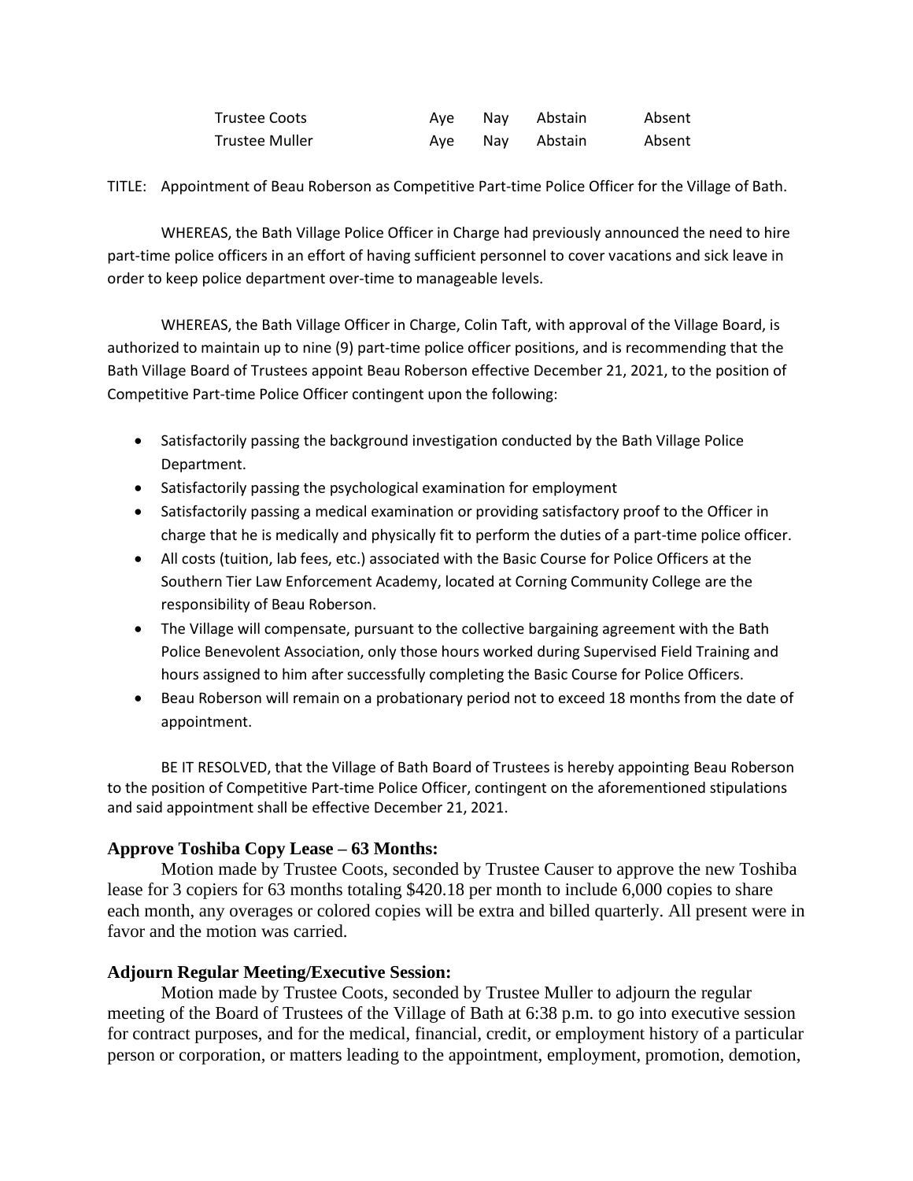| | | | | |
|---|---|---|---|---|
| Trustee Coots | Aye | Nay | Abstain | Absent |
| Trustee Muller | Aye | Nay | Abstain | Absent |

TITLE: Appointment of Beau Roberson as Competitive Part-time Police Officer for the Village of Bath.

WHEREAS, the Bath Village Police Officer in Charge had previously announced the need to hire part-time police officers in an effort of having sufficient personnel to cover vacations and sick leave in order to keep police department over-time to manageable levels.

WHEREAS, the Bath Village Officer in Charge, Colin Taft, with approval of the Village Board, is authorized to maintain up to nine (9) part-time police officer positions, and is recommending that the Bath Village Board of Trustees appoint Beau Roberson effective December 21, 2021, to the position of Competitive Part-time Police Officer contingent upon the following:

- Satisfactorily passing the background investigation conducted by the Bath Village Police Department.
- Satisfactorily passing the psychological examination for employment
- Satisfactorily passing a medical examination or providing satisfactory proof to the Officer in charge that he is medically and physically fit to perform the duties of a part-time police officer.
- All costs (tuition, lab fees, etc.) associated with the Basic Course for Police Officers at the Southern Tier Law Enforcement Academy, located at Corning Community College are the responsibility of Beau Roberson.
- The Village will compensate, pursuant to the collective bargaining agreement with the Bath Police Benevolent Association, only those hours worked during Supervised Field Training and hours assigned to him after successfully completing the Basic Course for Police Officers.
- Beau Roberson will remain on a probationary period not to exceed 18 months from the date of appointment.

BE IT RESOLVED, that the Village of Bath Board of Trustees is hereby appointing Beau Roberson to the position of Competitive Part-time Police Officer, contingent on the aforementioned stipulations and said appointment shall be effective December 21, 2021.

**Approve Toshiba Copy Lease – 63 Months:**

Motion made by Trustee Coots, seconded by Trustee Causer to approve the new Toshiba lease for 3 copiers for 63 months totaling $420.18 per month to include 6,000 copies to share each month, any overages or colored copies will be extra and billed quarterly. All present were in favor and the motion was carried.

**Adjourn Regular Meeting/Executive Session:**

Motion made by Trustee Coots, seconded by Trustee Muller to adjourn the regular meeting of the Board of Trustees of the Village of Bath at 6:38 p.m. to go into executive session for contract purposes, and for the medical, financial, credit, or employment history of a particular person or corporation, or matters leading to the appointment, employment, promotion, demotion,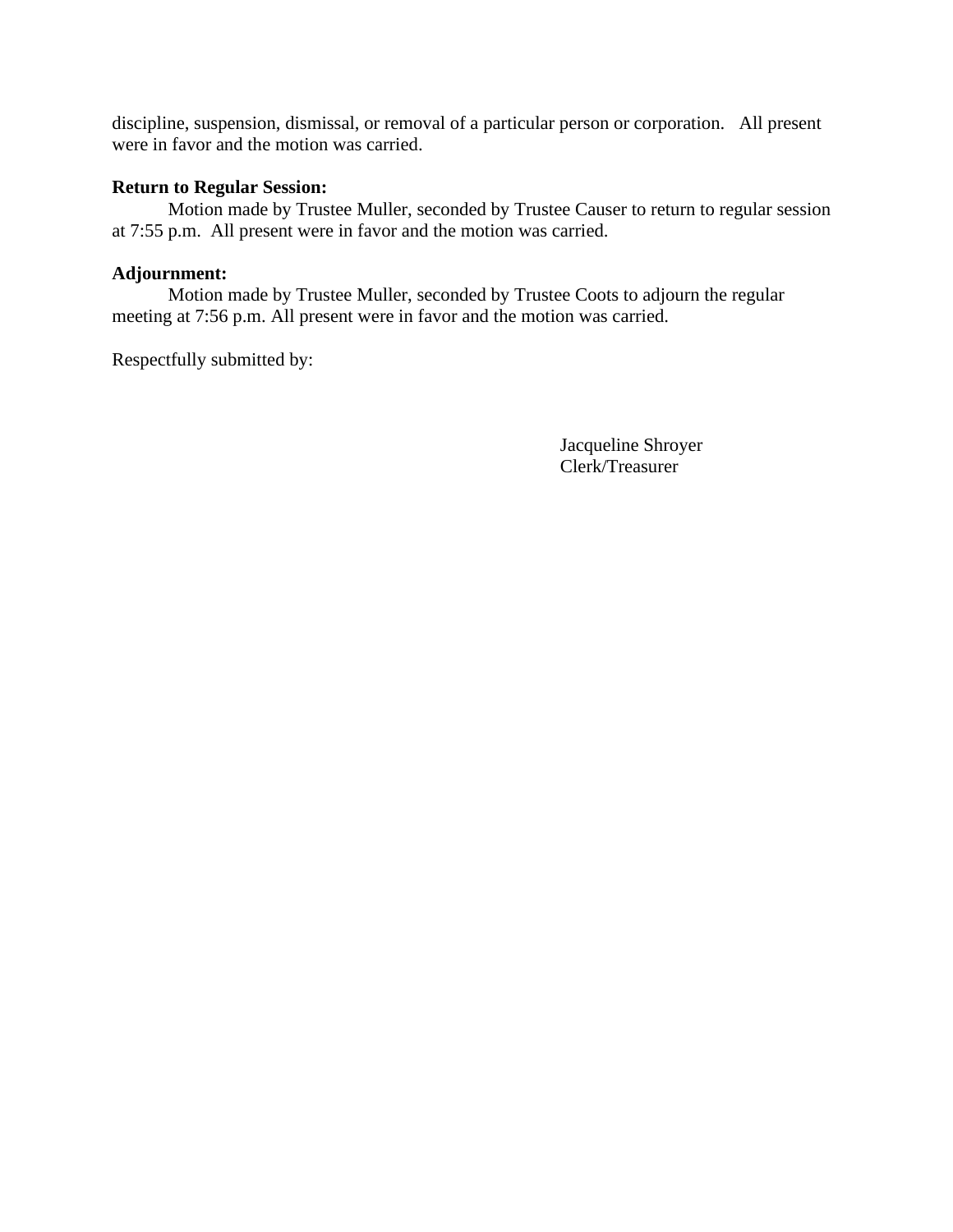discipline, suspension, dismissal, or removal of a particular person or corporation. All present were in favor and the motion was carried.

**Return to Regular Session:**

Motion made by Trustee Muller, seconded by Trustee Causer to return to regular session at 7:55 p.m. All present were in favor and the motion was carried.

**Adjournment:**

Motion made by Trustee Muller, seconded by Trustee Coots to adjourn the regular meeting at 7:56 p.m. All present were in favor and the motion was carried.

Respectfully submitted by:

Jacqueline Shroyer
Clerk/Treasurer